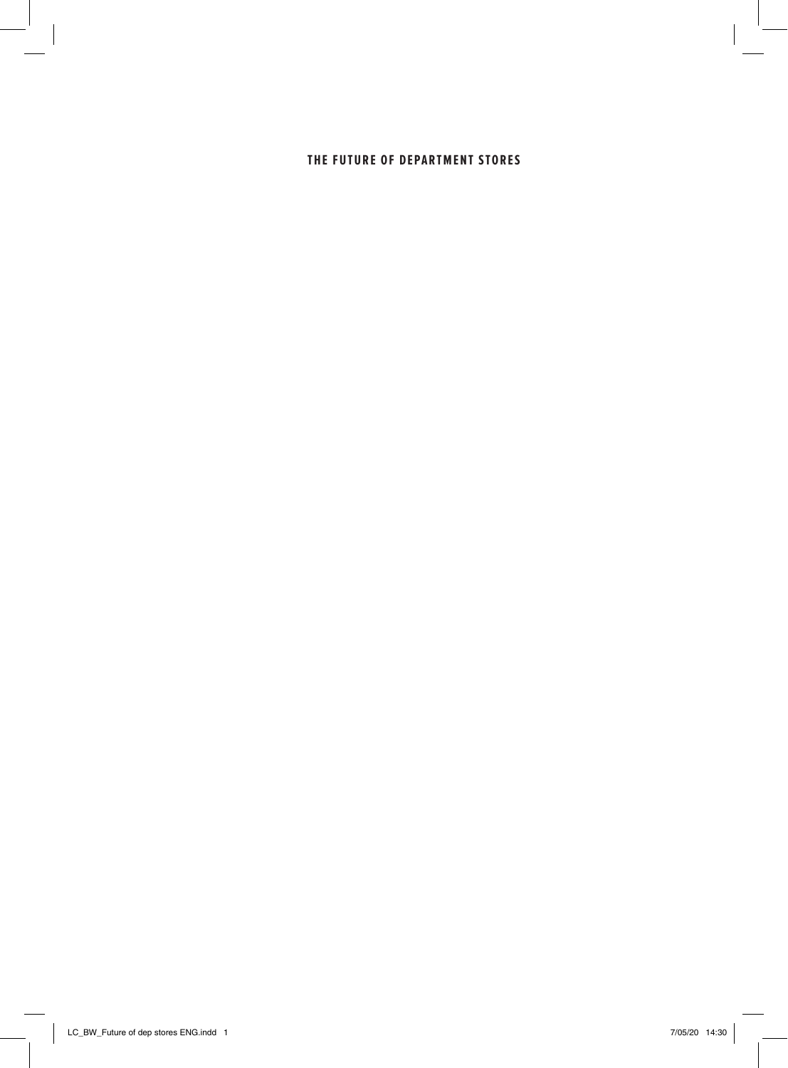# THE FUTURE OF DEPARTMENT STORES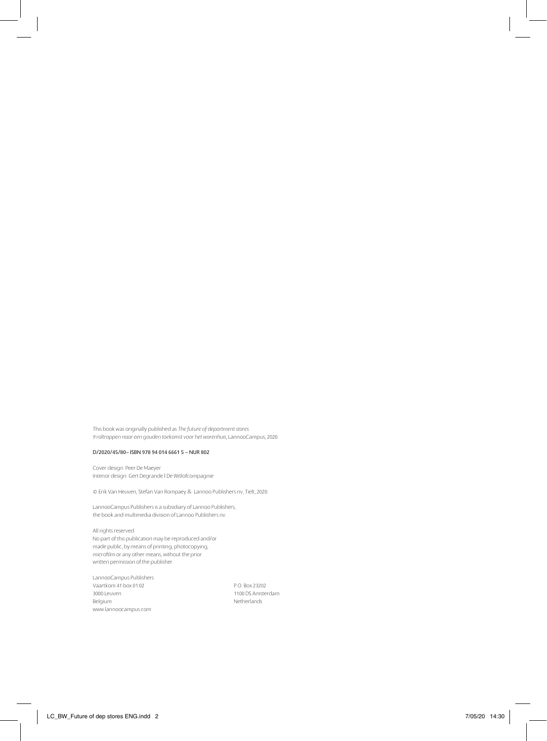This book was originally published as *The future of department stores. 9 roltrappen naar een gouden toekomst voor het warenhuis*, LannooCampus, 2020.

D/2020/45/80– ISBN 978 94 014 6661 5 – NUR 802

Cover design: Peer De Maeyer
Interior design: Gert Degrande | De Witlofcompagnie

© Erik Van Heuven, Stefan Van Rompaey & Lannoo Publishers nv, Tielt, 2020.

LannooCampus Publishers is a subsidiary of Lannoo Publishers, the book and multimedia division of Lannoo Publishers nv.

All rights reserved.
No part of this publication may be reproduced and/or made public, by means of printing, photocopying, microfilm or any other means, without the prior written permission of the publisher.

LannooCampus Publishers
Vaartkom 41 box 01.02
3000 Leuven
Belgium
www.lannoocampus.com

P.O. Box 23202
1100 DS Amsterdam
Netherlands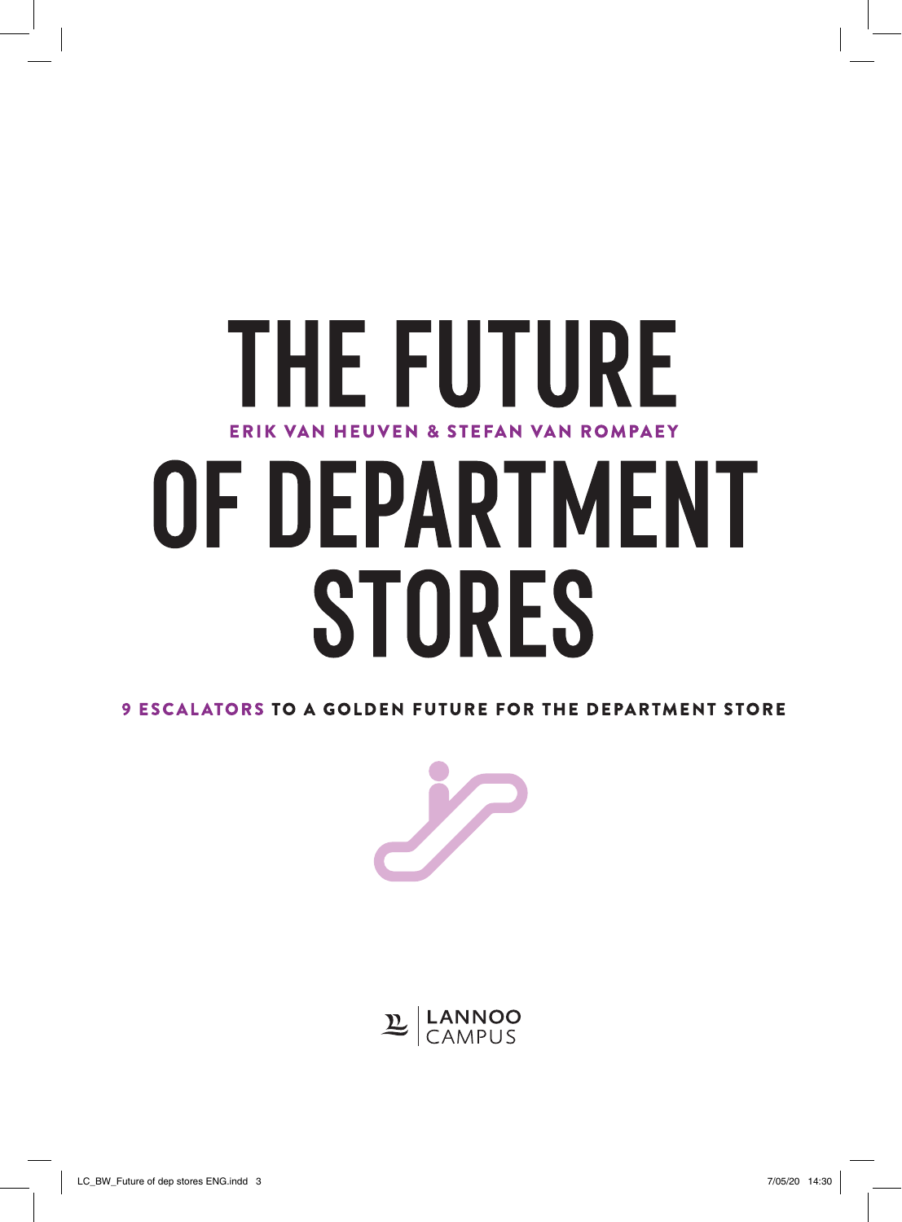# THE FUTURE OF DEPARTMENT STORES

**ERIK VAN HEUVEN & STEFAN VAN ROMPAEY**

**9 ESCALATORS TO A GOLDEN FUTURE FOR THE DEPARTMENT STORE**

LANNOO CAMPUS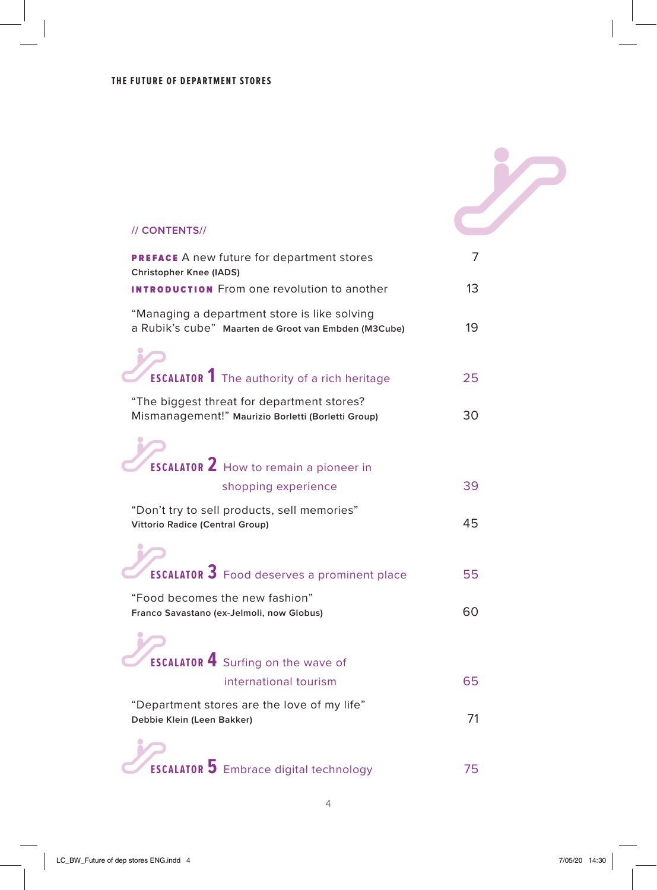## // CONTENTS//

**PREFACE** A new future for department stores — 7
**Christopher Knee (IADS)**

**INTRODUCTION** From one revolution to another — 13

"Managing a department store is like solving a Rubik's cube" **Maarten de Groot van Embden (M3Cube)** — 19

**ESCALATOR 1** The authority of a rich heritage — 25

"The biggest threat for department stores? Mismanagement!" **Maurizio Borletti (Borletti Group)** — 30

**ESCALATOR 2** How to remain a pioneer in shopping experience — 39

"Don't try to sell products, sell memories"
**Vittorio Radice (Central Group)** — 45

**ESCALATOR 3** Food deserves a prominent place — 55

"Food becomes the new fashion"
**Franco Savastano (ex-Jelmoli, now Globus)** — 60

**ESCALATOR 4** Surfing on the wave of international tourism — 65

"Department stores are the love of my life"
**Debbie Klein (Leen Bakker)** — 71

**ESCALATOR 5** Embrace digital technology — 75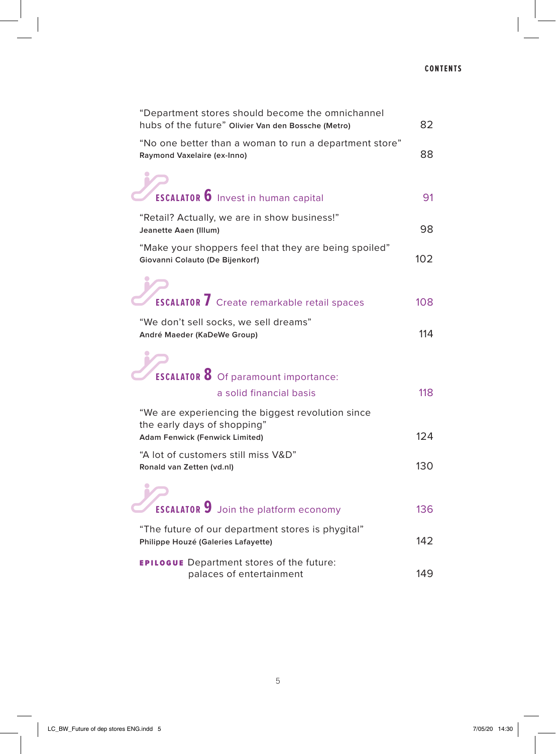"Department stores should become the omnichannel hubs of the future" **Olivier Van den Bossche (Metro)** 82

"No one better than a woman to run a department store"
**Raymond Vaxelaire (ex-Inno)** 88

## ESCALATOR 6 Invest in human capital 91

"Retail? Actually, we are in show business!"
**Jeanette Aaen (Illum)** 98

"Make your shoppers feel that they are being spoiled"
**Giovanni Colauto (De Bijenkorf)** 102

## ESCALATOR 7 Create remarkable retail spaces 108

"We don't sell socks, we sell dreams"
**André Maeder (KaDeWe Group)** 114

## ESCALATOR 8 Of paramount importance: a solid financial basis 118

"We are experiencing the biggest revolution since the early days of shopping"
**Adam Fenwick (Fenwick Limited)** 124

"A lot of customers still miss V&D"
**Ronald van Zetten (vd.nl)** 130

## ESCALATOR 9 Join the platform economy 136

"The future of our department stores is phygital"
**Philippe Houzé (Galeries Lafayette)** 142

**EPILOGUE** Department stores of the future: palaces of entertainment 149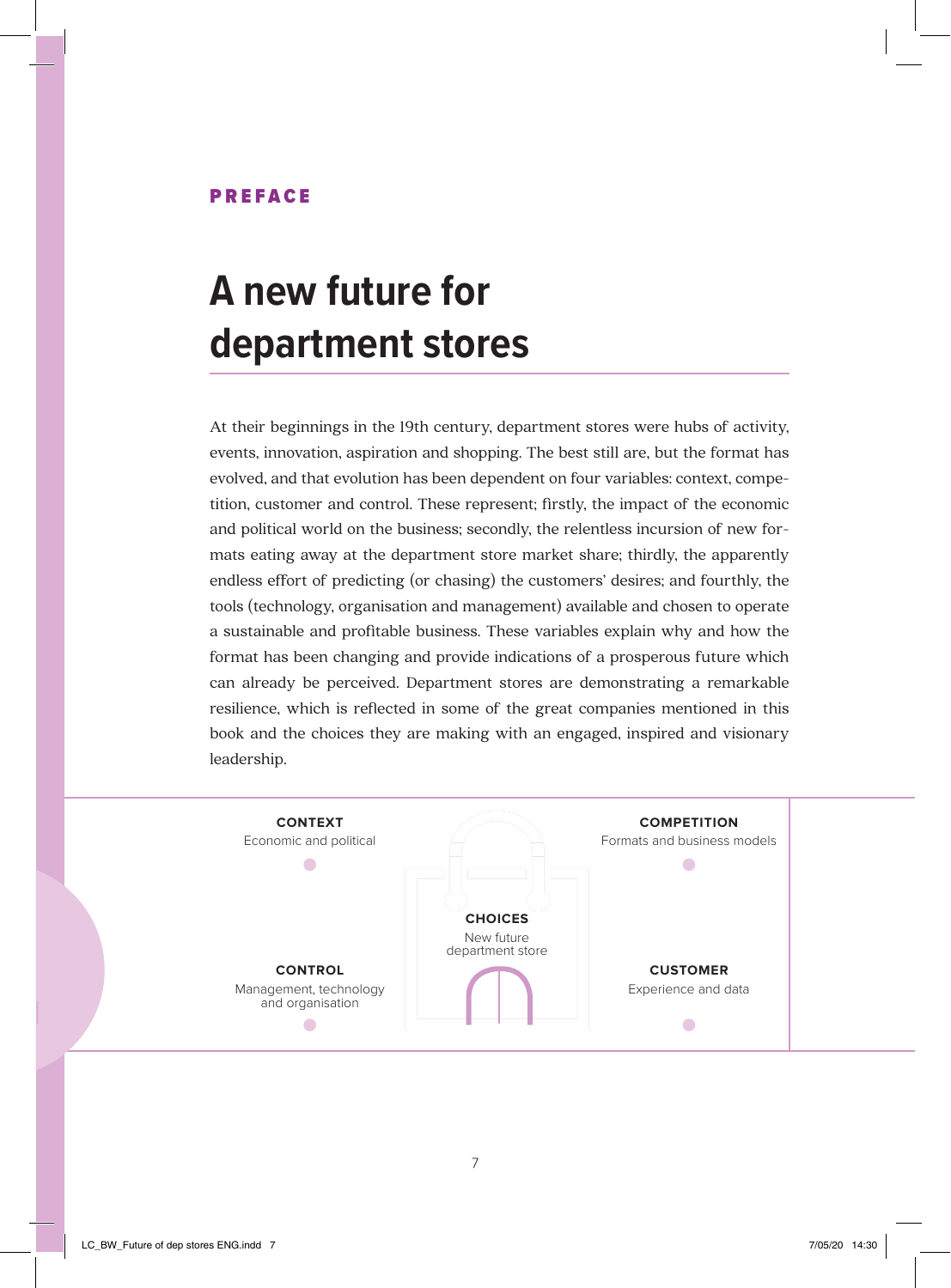**PREFACE**

# A new future for department stores

At their beginnings in the 19th century, department stores were hubs of activity, events, innovation, aspiration and shopping. The best still are, but the format has evolved, and that evolution has been dependent on four variables: context, competition, customer and control. These represent; firstly, the impact of the economic and political world on the business; secondly, the relentless incursion of new formats eating away at the department store market share; thirdly, the apparently endless effort of predicting (or chasing) the customers' desires; and fourthly, the tools (technology, organisation and management) available and chosen to operate a sustainable and profitable business. These variables explain why and how the format has been changing and provide indications of a prosperous future which can already be perceived. Department stores are demonstrating a remarkable resilience, which is reflected in some of the great companies mentioned in this book and the choices they are making with an engaged, inspired and visionary leadership.

**CONTEXT**
Economic and political

**COMPETITION**
Formats and business models

**CHOICES**
New future department store

**CONTROL**
Management, technology and organisation

**CUSTOMER**
Experience and data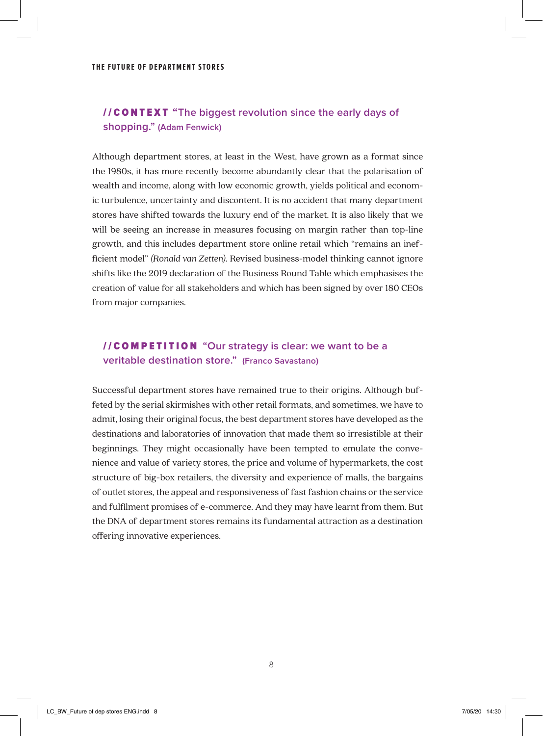## //CONTEXT "The biggest revolution since the early days of shopping." (Adam Fenwick)

Although department stores, at least in the West, have grown as a format since the 1980s, it has more recently become abundantly clear that the polarisation of wealth and income, along with low economic growth, yields political and economic turbulence, uncertainty and discontent. It is no accident that many department stores have shifted towards the luxury end of the market. It is also likely that we will be seeing an increase in measures focusing on margin rather than top-line growth, and this includes department store online retail which "remains an inefficient model" *(Ronald van Zetten)*. Revised business-model thinking cannot ignore shifts like the 2019 declaration of the Business Round Table which emphasises the creation of value for all stakeholders and which has been signed by over 180 CEOs from major companies.

## //COMPETITION "Our strategy is clear: we want to be a veritable destination store." (Franco Savastano)

Successful department stores have remained true to their origins. Although buffeted by the serial skirmishes with other retail formats, and sometimes, we have to admit, losing their original focus, the best department stores have developed as the destinations and laboratories of innovation that made them so irresistible at their beginnings. They might occasionally have been tempted to emulate the convenience and value of variety stores, the price and volume of hypermarkets, the cost structure of big-box retailers, the diversity and experience of malls, the bargains of outlet stores, the appeal and responsiveness of fast fashion chains or the service and fulfilment promises of e-commerce. And they may have learnt from them. But the DNA of department stores remains its fundamental attraction as a destination offering innovative experiences.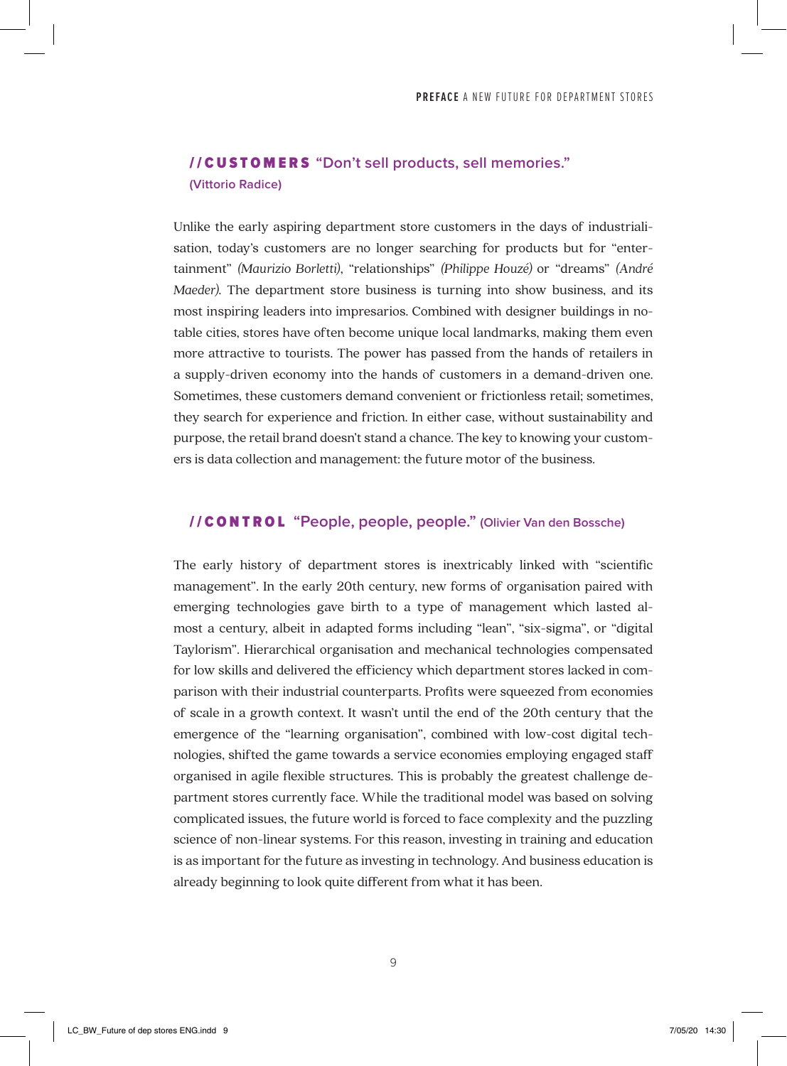## //CUSTOMERS "Don't sell products, sell memories." (Vittorio Radice)

Unlike the early aspiring department store customers in the days of industrialisation, today's customers are no longer searching for products but for "entertainment" *(Maurizio Borletti)*, "relationships" *(Philippe Houzé)* or "dreams" *(André Maeder).* The department store business is turning into show business, and its most inspiring leaders into impresarios. Combined with designer buildings in notable cities, stores have often become unique local landmarks, making them even more attractive to tourists. The power has passed from the hands of retailers in a supply-driven economy into the hands of customers in a demand-driven one. Sometimes, these customers demand convenient or frictionless retail; sometimes, they search for experience and friction. In either case, without sustainability and purpose, the retail brand doesn't stand a chance. The key to knowing your customers is data collection and management: the future motor of the business.

## //CONTROL "People, people, people." (Olivier Van den Bossche)

The early history of department stores is inextricably linked with "scientific management". In the early 20th century, new forms of organisation paired with emerging technologies gave birth to a type of management which lasted almost a century, albeit in adapted forms including "lean", "six-sigma", or "digital Taylorism". Hierarchical organisation and mechanical technologies compensated for low skills and delivered the efficiency which department stores lacked in comparison with their industrial counterparts. Profits were squeezed from economies of scale in a growth context. It wasn't until the end of the 20th century that the emergence of the "learning organisation", combined with low-cost digital technologies, shifted the game towards a service economies employing engaged staff organised in agile flexible structures. This is probably the greatest challenge department stores currently face. While the traditional model was based on solving complicated issues, the future world is forced to face complexity and the puzzling science of non-linear systems. For this reason, investing in training and education is as important for the future as investing in technology. And business education is already beginning to look quite different from what it has been.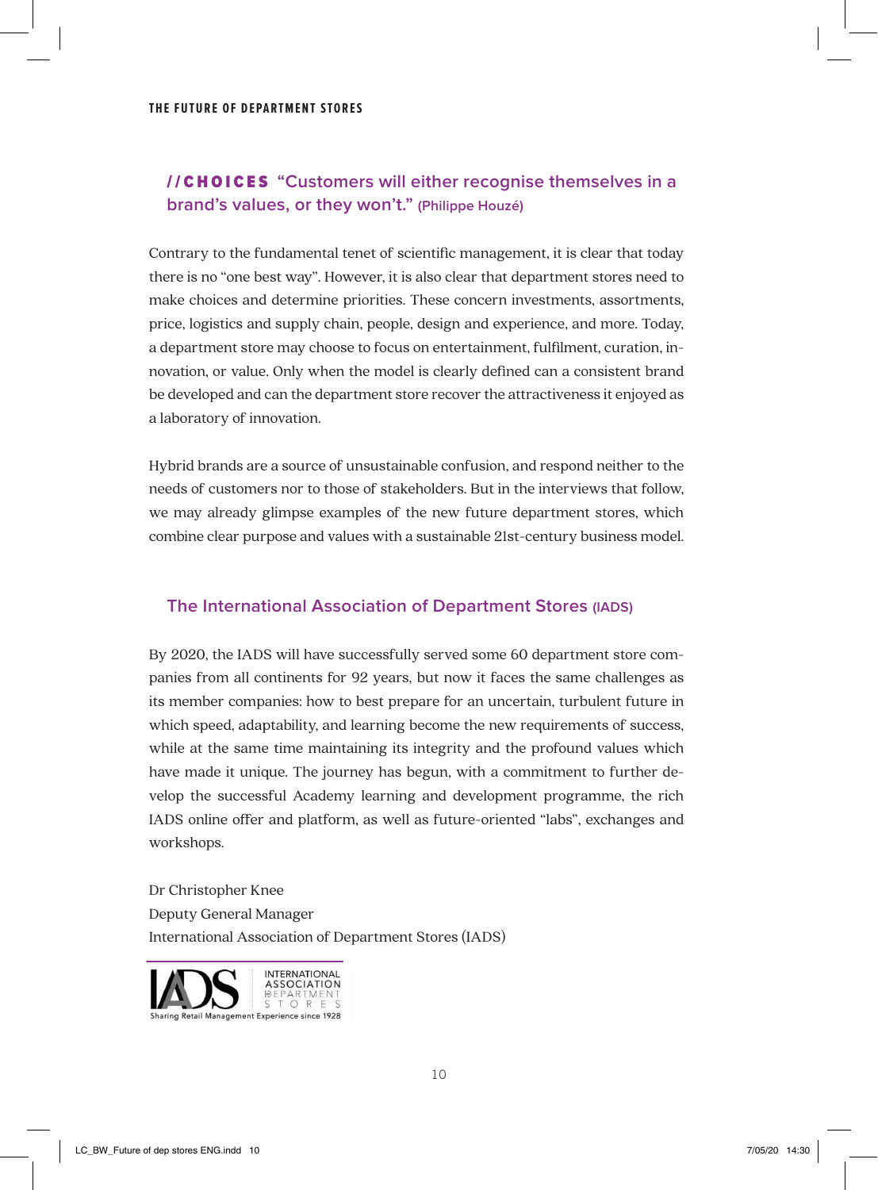## //CHOICES "Customers will either recognise themselves in a brand's values, or they won't." (Philippe Houzé)

Contrary to the fundamental tenet of scientific management, it is clear that today there is no "one best way". However, it is also clear that department stores need to make choices and determine priorities. These concern investments, assortments, price, logistics and supply chain, people, design and experience, and more. Today, a department store may choose to focus on entertainment, fulfilment, curation, innovation, or value. Only when the model is clearly defined can a consistent brand be developed and can the department store recover the attractiveness it enjoyed as a laboratory of innovation.

Hybrid brands are a source of unsustainable confusion, and respond neither to the needs of customers nor to those of stakeholders. But in the interviews that follow, we may already glimpse examples of the new future department stores, which combine clear purpose and values with a sustainable 21st-century business model.

## The International Association of Department Stores (IADS)

By 2020, the IADS will have successfully served some 60 department store companies from all continents for 92 years, but now it faces the same challenges as its member companies: how to best prepare for an uncertain, turbulent future in which speed, adaptability, and learning become the new requirements of success, while at the same time maintaining its integrity and the profound values which have made it unique. The journey has begun, with a commitment to further develop the successful Academy learning and development programme, the rich IADS online offer and platform, as well as future-oriented "labs", exchanges and workshops.

Dr Christopher Knee
Deputy General Manager
International Association of Department Stores (IADS)

IADS INTERNATIONAL ASSOCIATION DEPARTMENT STORES
Sharing Retail Management Experience since 1928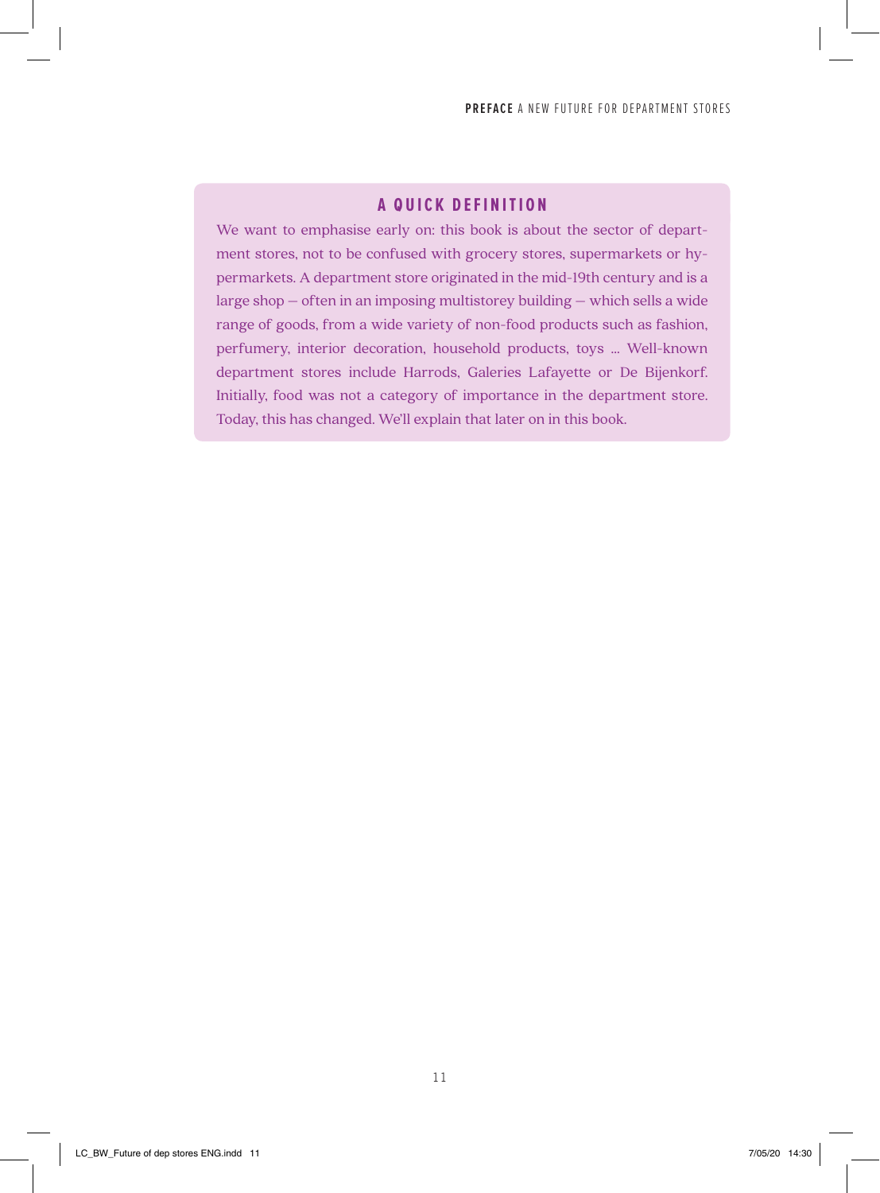## A QUICK DEFINITION

We want to emphasise early on: this book is about the sector of department stores, not to be confused with grocery stores, supermarkets or hypermarkets. A department store originated in the mid-19th century and is a large shop – often in an imposing multistorey building – which sells a wide range of goods, from a wide variety of non-food products such as fashion, perfumery, interior decoration, household products, toys … Well-known department stores include Harrods, Galeries Lafayette or De Bijenkorf. Initially, food was not a category of importance in the department store. Today, this has changed. We'll explain that later on in this book.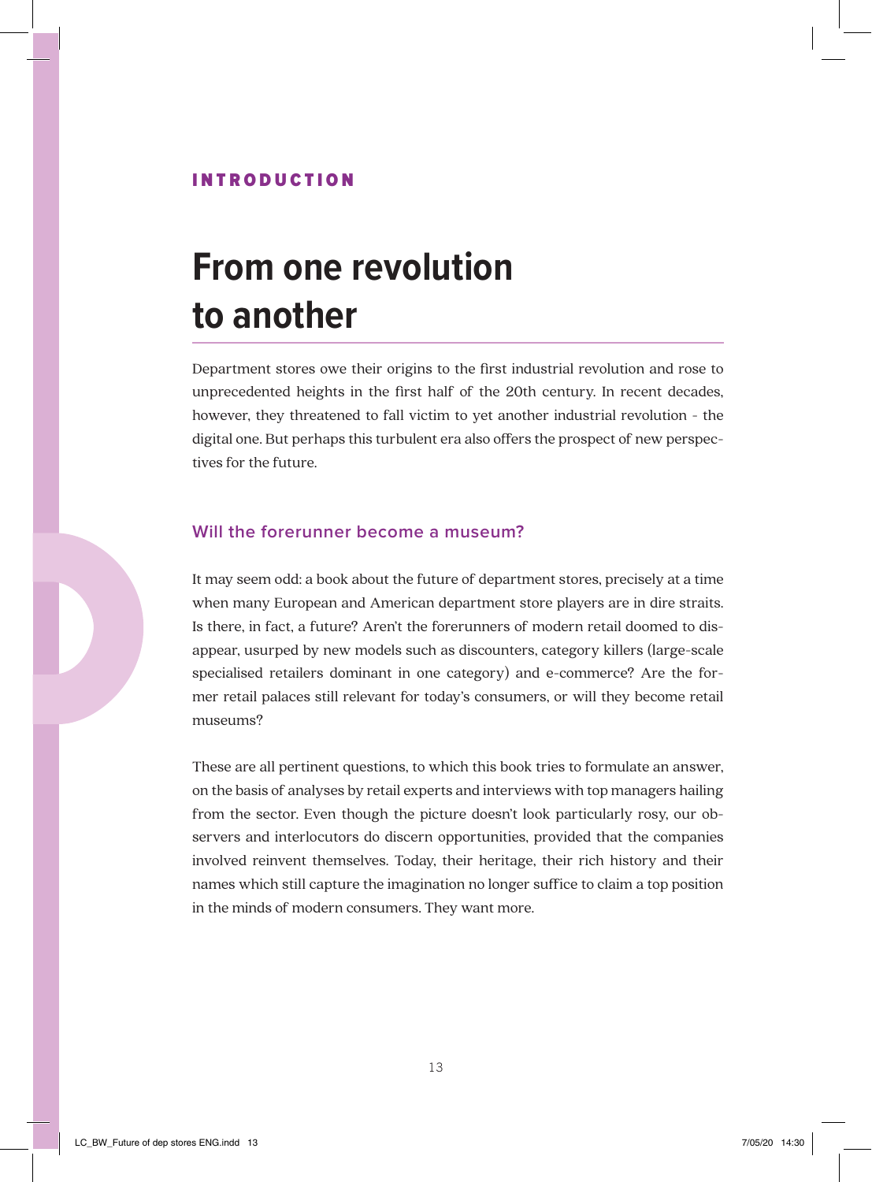INTRODUCTION

# From one revolution to another

Department stores owe their origins to the first industrial revolution and rose to unprecedented heights in the first half of the 20th century. In recent decades, however, they threatened to fall victim to yet another industrial revolution - the digital one. But perhaps this turbulent era also offers the prospect of new perspectives for the future.

## Will the forerunner become a museum?

It may seem odd: a book about the future of department stores, precisely at a time when many European and American department store players are in dire straits. Is there, in fact, a future? Aren't the forerunners of modern retail doomed to disappear, usurped by new models such as discounters, category killers (large-scale specialised retailers dominant in one category) and e-commerce? Are the former retail palaces still relevant for today's consumers, or will they become retail museums?

These are all pertinent questions, to which this book tries to formulate an answer, on the basis of analyses by retail experts and interviews with top managers hailing from the sector. Even though the picture doesn't look particularly rosy, our observers and interlocutors do discern opportunities, provided that the companies involved reinvent themselves. Today, their heritage, their rich history and their names which still capture the imagination no longer suffice to claim a top position in the minds of modern consumers. They want more.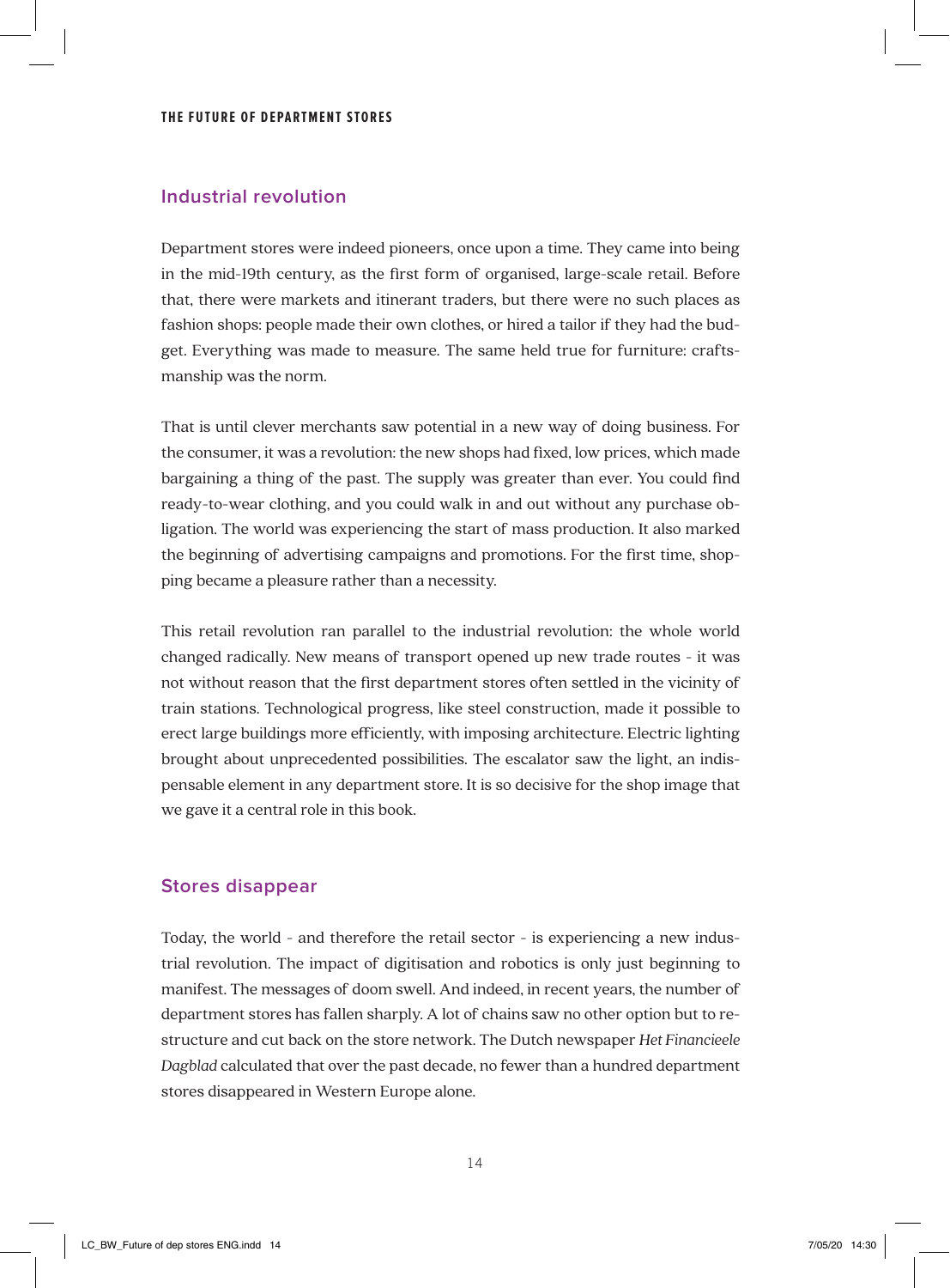## Industrial revolution

Department stores were indeed pioneers, once upon a time. They came into being in the mid-19th century, as the first form of organised, large-scale retail. Before that, there were markets and itinerant traders, but there were no such places as fashion shops: people made their own clothes, or hired a tailor if they had the budget. Everything was made to measure. The same held true for furniture: craftsmanship was the norm.

That is until clever merchants saw potential in a new way of doing business. For the consumer, it was a revolution: the new shops had fixed, low prices, which made bargaining a thing of the past. The supply was greater than ever. You could find ready-to-wear clothing, and you could walk in and out without any purchase obligation. The world was experiencing the start of mass production. It also marked the beginning of advertising campaigns and promotions. For the first time, shopping became a pleasure rather than a necessity.

This retail revolution ran parallel to the industrial revolution: the whole world changed radically. New means of transport opened up new trade routes - it was not without reason that the first department stores often settled in the vicinity of train stations. Technological progress, like steel construction, made it possible to erect large buildings more efficiently, with imposing architecture. Electric lighting brought about unprecedented possibilities. The escalator saw the light, an indispensable element in any department store. It is so decisive for the shop image that we gave it a central role in this book.

## Stores disappear

Today, the world - and therefore the retail sector - is experiencing a new industrial revolution. The impact of digitisation and robotics is only just beginning to manifest. The messages of doom swell. And indeed, in recent years, the number of department stores has fallen sharply. A lot of chains saw no other option but to restructure and cut back on the store network. The Dutch newspaper *Het Financieele Dagblad* calculated that over the past decade, no fewer than a hundred department stores disappeared in Western Europe alone.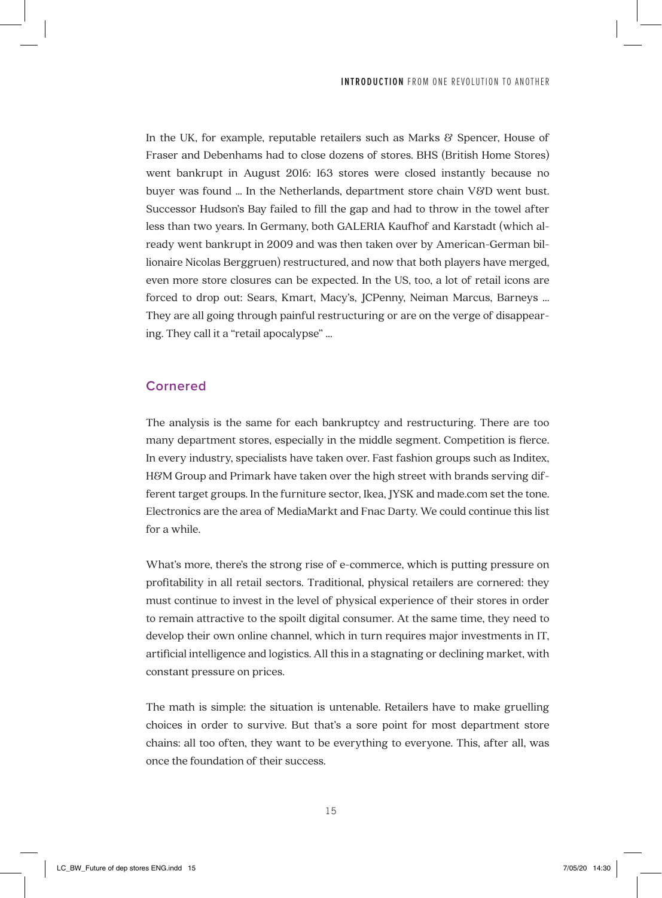In the UK, for example, reputable retailers such as Marks & Spencer, House of Fraser and Debenhams had to close dozens of stores. BHS (British Home Stores) went bankrupt in August 2016: 163 stores were closed instantly because no buyer was found ... In the Netherlands, department store chain V&D went bust. Successor Hudson's Bay failed to fill the gap and had to throw in the towel after less than two years. In Germany, both GALERIA Kaufhof and Karstadt (which already went bankrupt in 2009 and was then taken over by American-German billionaire Nicolas Berggruen) restructured, and now that both players have merged, even more store closures can be expected. In the US, too, a lot of retail icons are forced to drop out: Sears, Kmart, Macy's, JCPenny, Neiman Marcus, Barneys ... They are all going through painful restructuring or are on the verge of disappearing. They call it a "retail apocalypse" ...

## Cornered

The analysis is the same for each bankruptcy and restructuring. There are too many department stores, especially in the middle segment. Competition is fierce. In every industry, specialists have taken over. Fast fashion groups such as Inditex, H&M Group and Primark have taken over the high street with brands serving different target groups. In the furniture sector, Ikea, JYSK and made.com set the tone. Electronics are the area of MediaMarkt and Fnac Darty. We could continue this list for a while.

What's more, there's the strong rise of e-commerce, which is putting pressure on profitability in all retail sectors. Traditional, physical retailers are cornered: they must continue to invest in the level of physical experience of their stores in order to remain attractive to the spoilt digital consumer. At the same time, they need to develop their own online channel, which in turn requires major investments in IT, artificial intelligence and logistics. All this in a stagnating or declining market, with constant pressure on prices.

The math is simple: the situation is untenable. Retailers have to make gruelling choices in order to survive. But that's a sore point for most department store chains: all too often, they want to be everything to everyone. This, after all, was once the foundation of their success.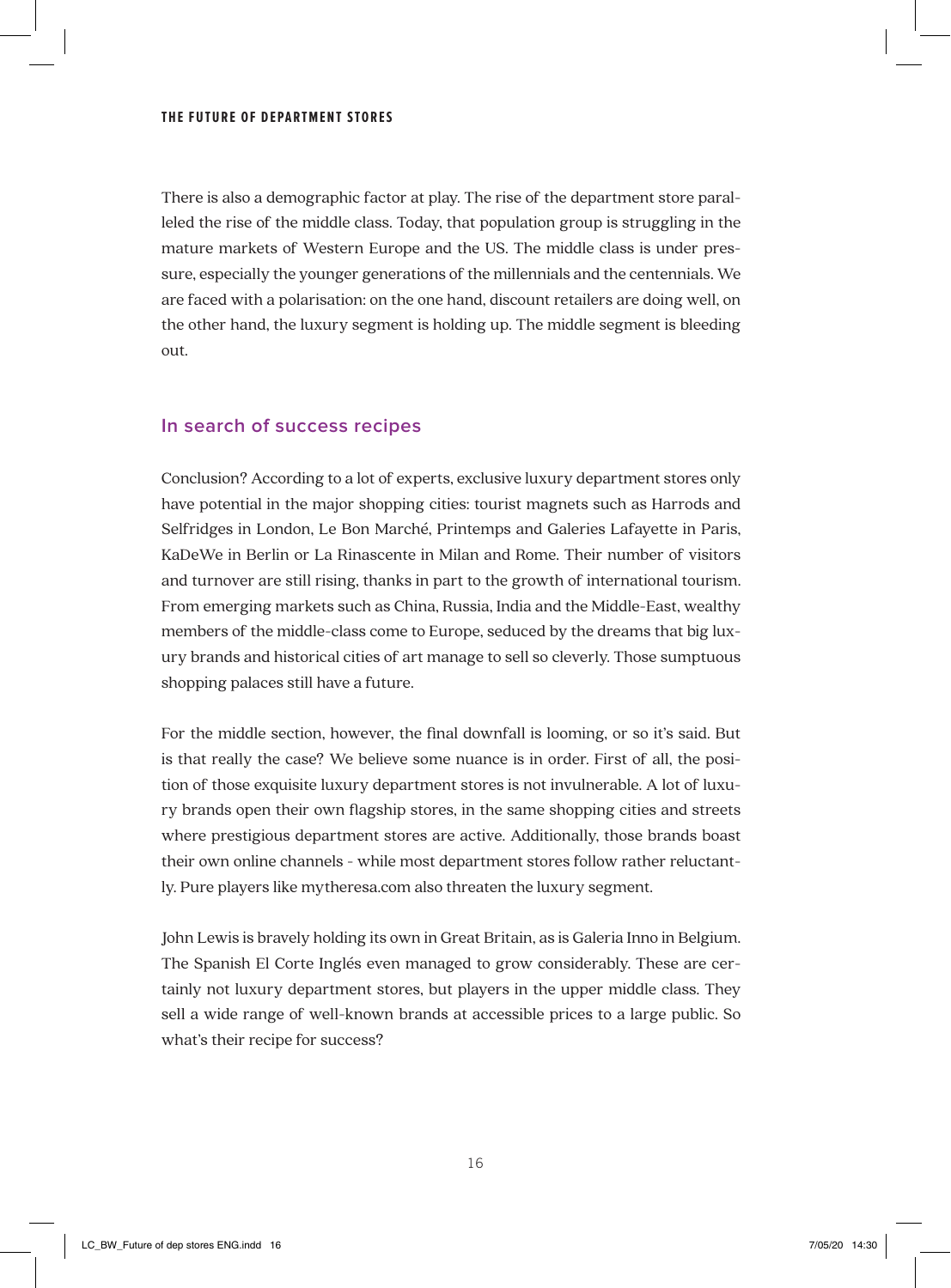There is also a demographic factor at play. The rise of the department store paralleled the rise of the middle class. Today, that population group is struggling in the mature markets of Western Europe and the US. The middle class is under pressure, especially the younger generations of the millennials and the centennials. We are faced with a polarisation: on the one hand, discount retailers are doing well, on the other hand, the luxury segment is holding up. The middle segment is bleeding out.

## In search of success recipes

Conclusion? According to a lot of experts, exclusive luxury department stores only have potential in the major shopping cities: tourist magnets such as Harrods and Selfridges in London, Le Bon Marché, Printemps and Galeries Lafayette in Paris, KaDeWe in Berlin or La Rinascente in Milan and Rome. Their number of visitors and turnover are still rising, thanks in part to the growth of international tourism. From emerging markets such as China, Russia, India and the Middle-East, wealthy members of the middle-class come to Europe, seduced by the dreams that big luxury brands and historical cities of art manage to sell so cleverly. Those sumptuous shopping palaces still have a future.

For the middle section, however, the final downfall is looming, or so it's said. But is that really the case? We believe some nuance is in order. First of all, the position of those exquisite luxury department stores is not invulnerable. A lot of luxury brands open their own flagship stores, in the same shopping cities and streets where prestigious department stores are active. Additionally, those brands boast their own online channels - while most department stores follow rather reluctantly. Pure players like mytheresa.com also threaten the luxury segment.

John Lewis is bravely holding its own in Great Britain, as is Galeria Inno in Belgium. The Spanish El Corte Inglés even managed to grow considerably. These are certainly not luxury department stores, but players in the upper middle class. They sell a wide range of well-known brands at accessible prices to a large public. So what's their recipe for success?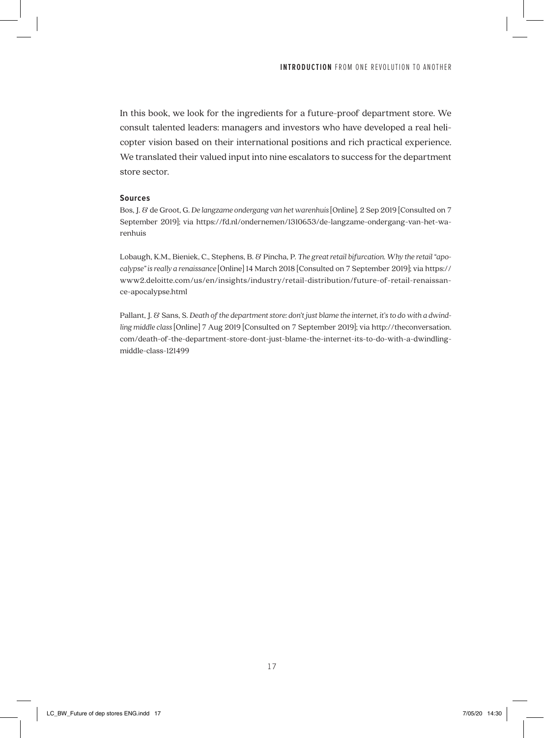In this book, we look for the ingredients for a future-proof department store. We consult talented leaders: managers and investors who have developed a real helicopter vision based on their international positions and rich practical experience. We translated their valued input into nine escalators to success for the department store sector.

#### Sources

Bos, J. & de Groot, G. *De langzame ondergang van het warenhuis* [Online]. 2 Sep 2019 [Consulted on 7 September 2019]; via https://fd.nl/ondernemen/1310653/de-langzame-ondergang-van-het-warenhuis

Lobaugh, K.M., Bieniek, C., Stephens, B. & Pincha, P. *The great retail bifurcation. Why the retail "apocalypse" is really a renaissance* [Online] 14 March 2018 [Consulted on 7 September 2019]; via https://www2.deloitte.com/us/en/insights/industry/retail-distribution/future-of-retail-renaissance-apocalypse.html

Pallant, J. & Sans, S. *Death of the department store: don't just blame the internet, it's to do with a dwindling middle class* [Online] 7 Aug 2019 [Consulted on 7 September 2019]; via http://theconversation.com/death-of-the-department-store-dont-just-blame-the-internet-its-to-do-with-a-dwindling-middle-class-121499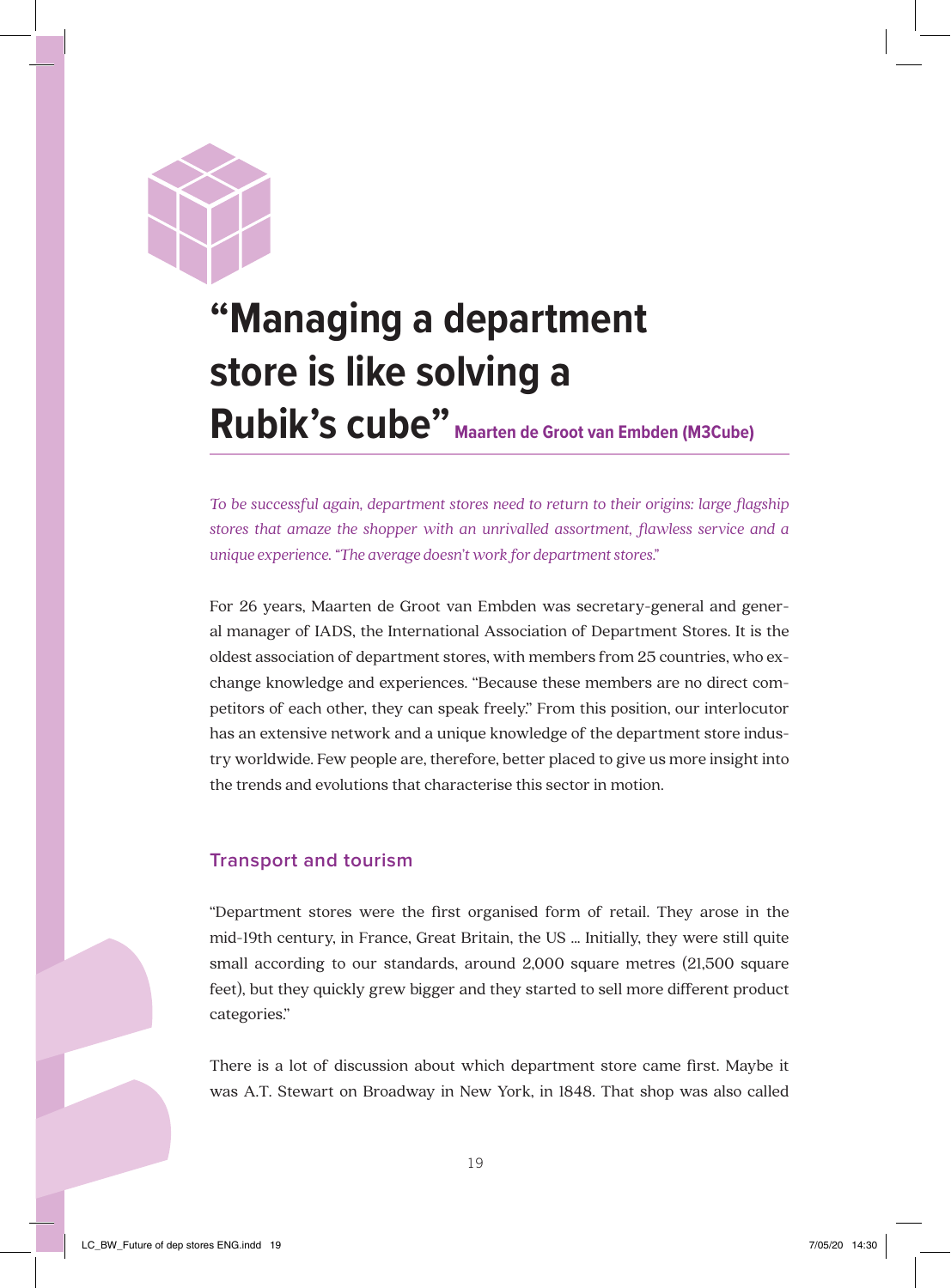# "Managing a department store is like solving a Rubik's cube" **Maarten de Groot van Embden (M3Cube)**

*To be successful again, department stores need to return to their origins: large flagship stores that amaze the shopper with an unrivalled assortment, flawless service and a unique experience. "The average doesn't work for department stores."*

For 26 years, Maarten de Groot van Embden was secretary-general and general manager of IADS, the International Association of Department Stores. It is the oldest association of department stores, with members from 25 countries, who exchange knowledge and experiences. "Because these members are no direct competitors of each other, they can speak freely." From this position, our interlocutor has an extensive network and a unique knowledge of the department store industry worldwide. Few people are, therefore, better placed to give us more insight into the trends and evolutions that characterise this sector in motion.

## Transport and tourism

"Department stores were the first organised form of retail. They arose in the mid-19th century, in France, Great Britain, the US ... Initially, they were still quite small according to our standards, around 2,000 square metres (21,500 square feet), but they quickly grew bigger and they started to sell more different product categories."

There is a lot of discussion about which department store came first. Maybe it was A.T. Stewart on Broadway in New York, in 1848. That shop was also called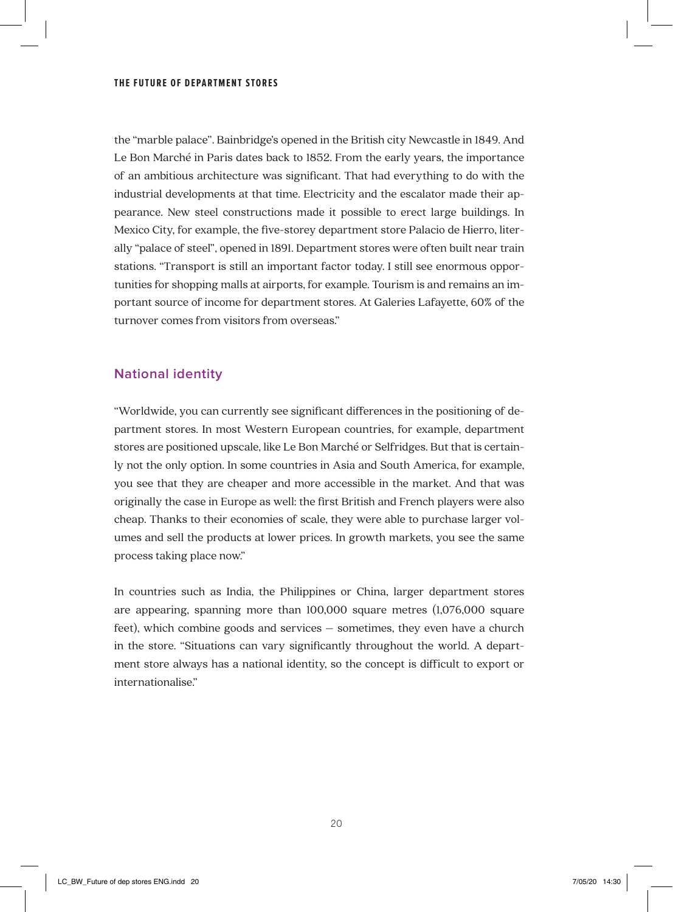the "marble palace". Bainbridge's opened in the British city Newcastle in 1849. And Le Bon Marché in Paris dates back to 1852. From the early years, the importance of an ambitious architecture was significant. That had everything to do with the industrial developments at that time. Electricity and the escalator made their appearance. New steel constructions made it possible to erect large buildings. In Mexico City, for example, the five-storey department store Palacio de Hierro, literally "palace of steel", opened in 1891. Department stores were often built near train stations. "Transport is still an important factor today. I still see enormous opportunities for shopping malls at airports, for example. Tourism is and remains an important source of income for department stores. At Galeries Lafayette, 60% of the turnover comes from visitors from overseas."

## National identity

"Worldwide, you can currently see significant differences in the positioning of department stores. In most Western European countries, for example, department stores are positioned upscale, like Le Bon Marché or Selfridges. But that is certainly not the only option. In some countries in Asia and South America, for example, you see that they are cheaper and more accessible in the market. And that was originally the case in Europe as well: the first British and French players were also cheap. Thanks to their economies of scale, they were able to purchase larger volumes and sell the products at lower prices. In growth markets, you see the same process taking place now."

In countries such as India, the Philippines or China, larger department stores are appearing, spanning more than 100,000 square metres (1,076,000 square feet), which combine goods and services – sometimes, they even have a church in the store. "Situations can vary significantly throughout the world. A department store always has a national identity, so the concept is difficult to export or internationalise."